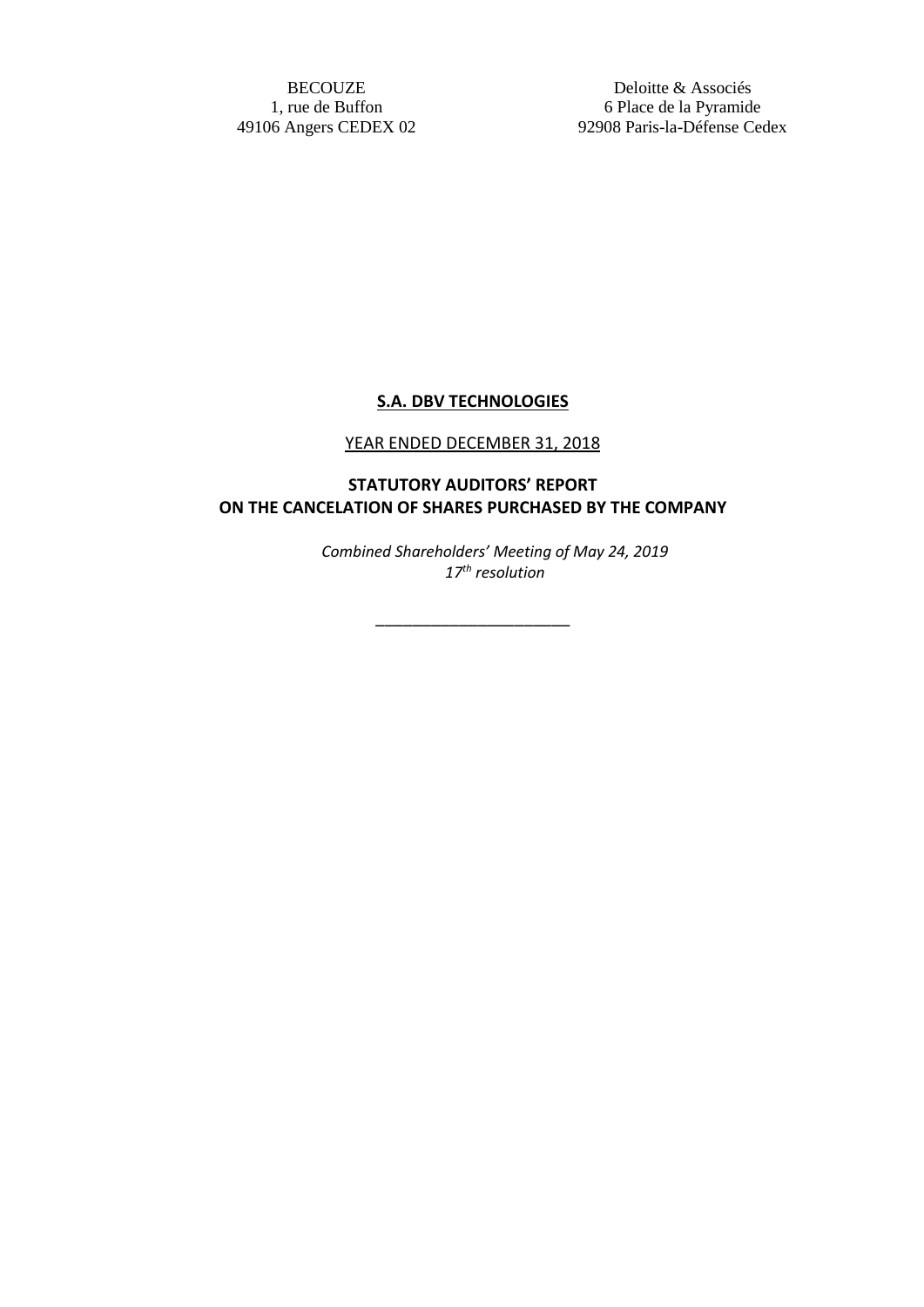BECOUZE
1, rue de Buffon
49106 Angers CEDEX 02

Deloitte & Associés
6 Place de la Pyramide
92908 Paris-la-Défense Cedex

# **S.A. DBV TECHNOLOGIES**

YEAR ENDED DECEMBER 31, 2018

## **STATUTORY AUDITORS' REPORT ON THE CANCELATION OF SHARES PURCHASED BY THE COMPANY**

*Combined Shareholders' Meeting of May 24, 2019*
*17th resolution*

---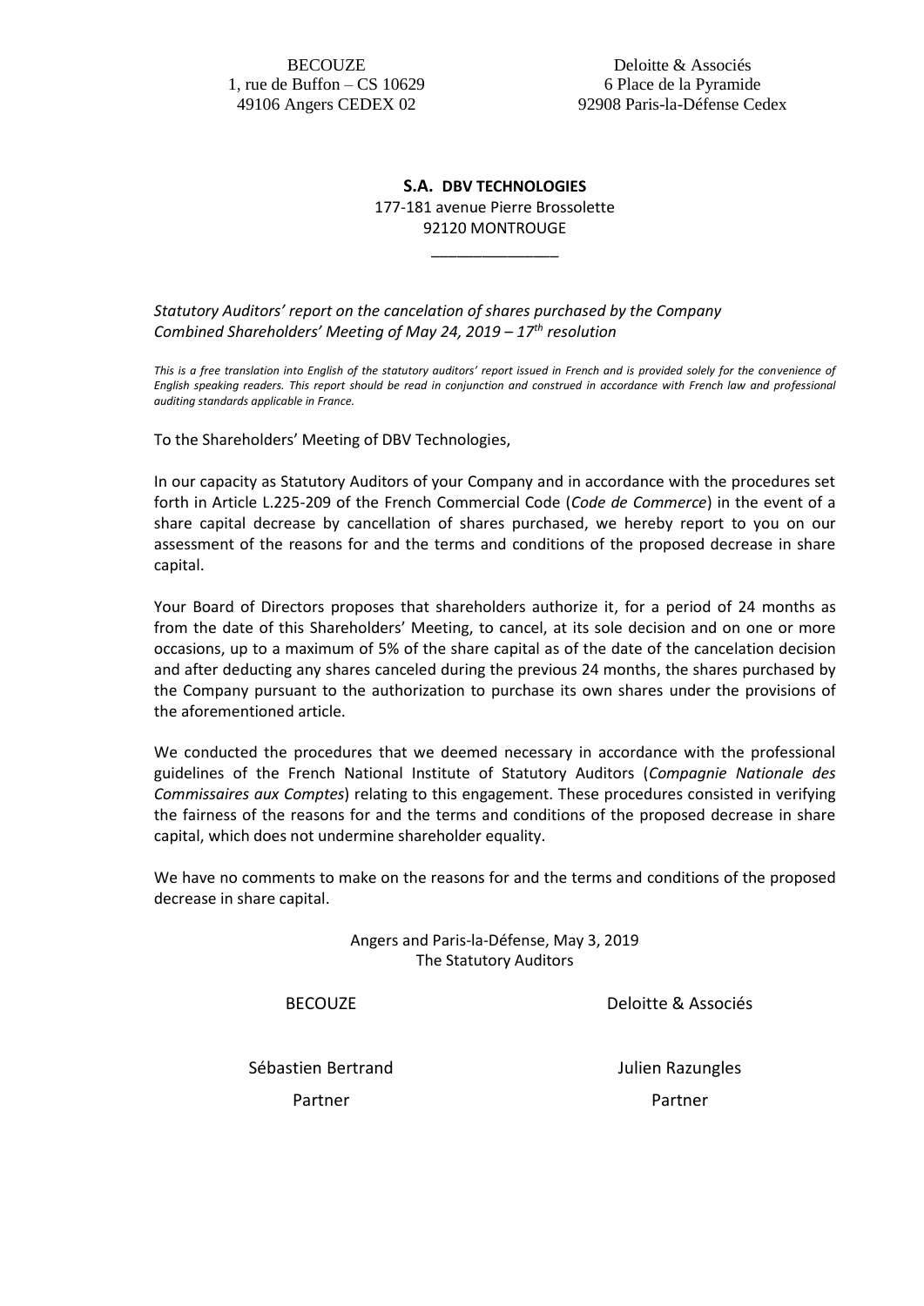BECOUZE
1, rue de Buffon – CS 10629
49106 Angers CEDEX 02

Deloitte & Associés
6 Place de la Pyramide
92908 Paris-la-Défense Cedex

**S.A. DBV TECHNOLOGIES**
177-181 avenue Pierre Brossolette
92120 MONTROUGE

_______________

*Statutory Auditors' report on the cancelation of shares purchased by the Company*
*Combined Shareholders' Meeting of May 24, 2019 – 17th resolution*

*This is a free translation into English of the statutory auditors' report issued in French and is provided solely for the convenience of English speaking readers. This report should be read in conjunction and construed in accordance with French law and professional auditing standards applicable in France.*

To the Shareholders' Meeting of DBV Technologies,

In our capacity as Statutory Auditors of your Company and in accordance with the procedures set forth in Article L.225-209 of the French Commercial Code (*Code de Commerce*) in the event of a share capital decrease by cancellation of shares purchased, we hereby report to you on our assessment of the reasons for and the terms and conditions of the proposed decrease in share capital.

Your Board of Directors proposes that shareholders authorize it, for a period of 24 months as from the date of this Shareholders' Meeting, to cancel, at its sole decision and on one or more occasions, up to a maximum of 5% of the share capital as of the date of the cancelation decision and after deducting any shares canceled during the previous 24 months, the shares purchased by the Company pursuant to the authorization to purchase its own shares under the provisions of the aforementioned article.

We conducted the procedures that we deemed necessary in accordance with the professional guidelines of the French National Institute of Statutory Auditors (*Compagnie Nationale des Commissaires aux Comptes*) relating to this engagement. These procedures consisted in verifying the fairness of the reasons for and the terms and conditions of the proposed decrease in share capital, which does not undermine shareholder equality.

We have no comments to make on the reasons for and the terms and conditions of the proposed decrease in share capital.

Angers and Paris-la-Défense, May 3, 2019
The Statutory Auditors

BECOUZE

Sébastien Bertrand
Partner

Deloitte & Associés

Julien Razungles
Partner